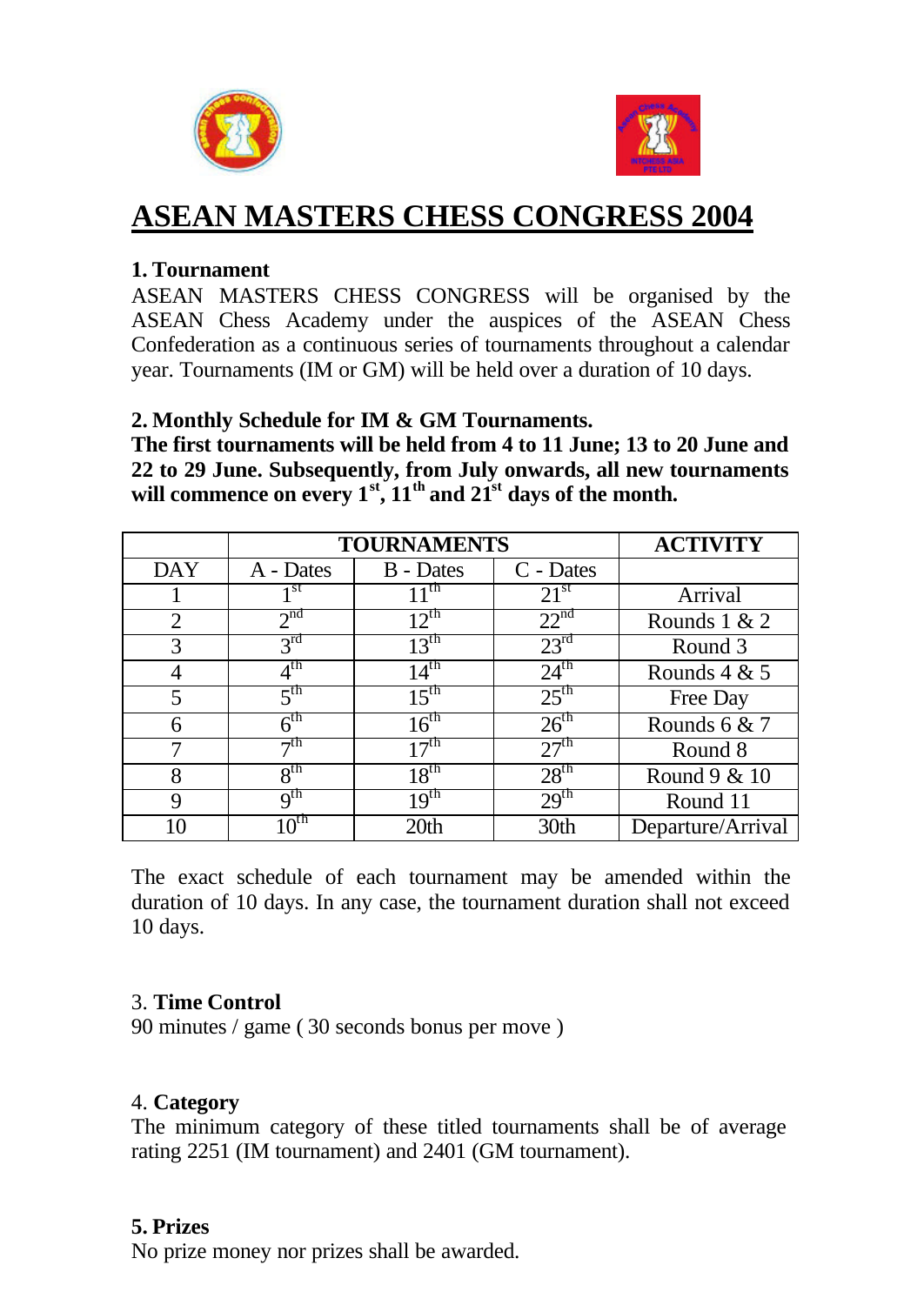# ASEAN MASTERS CHESS CONGRESS 2004

**1. Tournament**

ASEAN MASTERS CHESS CONGRESS will be organised by the ASEAN Chess Academy under the auspices of the ASEAN Chess Confederation as a continuous series of tournaments throughout a calendar year. Tournaments (IM or GM) will be held over a duration of 10 days.

**2. Monthly Schedule for IM & GM Tournaments.**

**The first tournaments will be held from 4 to 11 June; 13 to 20 June and 22 to 29 June. Subsequently, from July onwards, all new tournaments will commence on every 1st, 11th and 21st days of the month.**

| | **TOURNAMENTS** | | | **ACTIVITY** |
|---|---|---|---|---|
| DAY | A - Dates | B - Dates | C - Dates | |
| 1 | 1st | 11th | 21st | Arrival |
| 2 | 2nd | 12th | 22nd | Rounds 1 & 2 |
| 3 | 3rd | 13th | 23rd | Round 3 |
| 4 | 4th | 14th | 24th | Rounds 4 & 5 |
| 5 | 5th | 15th | 25th | Free Day |
| 6 | 6th | 16th | 26th | Rounds 6 & 7 |
| 7 | 7th | 17th | 27th | Round 8 |
| 8 | 8th | 18th | 28th | Round 9 & 10 |
| 9 | 9th | 19th | 29th | Round 11 |
| 10 | 10th | 20th | 30th | Departure/Arrival |

The exact schedule of each tournament may be amended within the duration of 10 days. In any case, the tournament duration shall not exceed 10 days.

3. **Time Control**

90 minutes / game ( 30 seconds bonus per move )

4. **Category**

The minimum category of these titled tournaments shall be of average rating 2251 (IM tournament) and 2401 (GM tournament).

**5. Prizes**

No prize money nor prizes shall be awarded.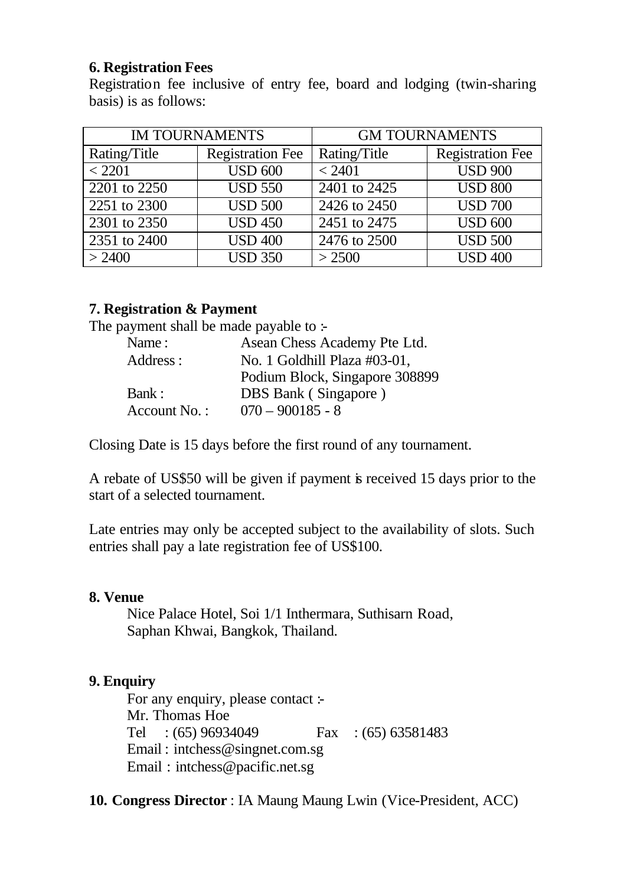**6. Registration Fees**

Registration fee inclusive of entry fee, board and lodging (twin-sharing basis) is as follows:

| IM TOURNAMENTS | | GM TOURNAMENTS | |
|---|---|---|---|
| Rating/Title | Registration Fee | Rating/Title | Registration Fee |
| < 2201 | USD 600 | < 2401 | USD 900 |
| 2201 to 2250 | USD 550 | 2401 to 2425 | USD 800 |
| 2251 to 2300 | USD 500 | 2426 to 2450 | USD 700 |
| 2301 to 2350 | USD 450 | 2451 to 2475 | USD 600 |
| 2351 to 2400 | USD 400 | 2476 to 2500 | USD 500 |
| > 2400 | USD 350 | > 2500 | USD 400 |

**7. Registration & Payment**

The payment shall be made payable to :-

Name : Asean Chess Academy Pte Ltd.
Address : No. 1 Goldhill Plaza #03-01,
Podium Block, Singapore 308899
Bank : DBS Bank ( Singapore )
Account No. : 070 – 900185 - 8

Closing Date is 15 days before the first round of any tournament.

A rebate of US$50 will be given if payment is received 15 days prior to the start of a selected tournament.

Late entries may only be accepted subject to the availability of slots. Such entries shall pay a late registration fee of US$100.

**8. Venue**

Nice Palace Hotel, Soi 1/1 Inthermara, Suthisarn Road,
Saphan Khwai, Bangkok, Thailand.

**9. Enquiry**

For any enquiry, please contact :-
Mr. Thomas Hoe
Tel : (65) 96934049 Fax : (65) 63581483
Email : intchess@singnet.com.sg
Email : intchess@pacific.net.sg

**10. Congress Director** : IA Maung Maung Lwin (Vice-President, ACC)